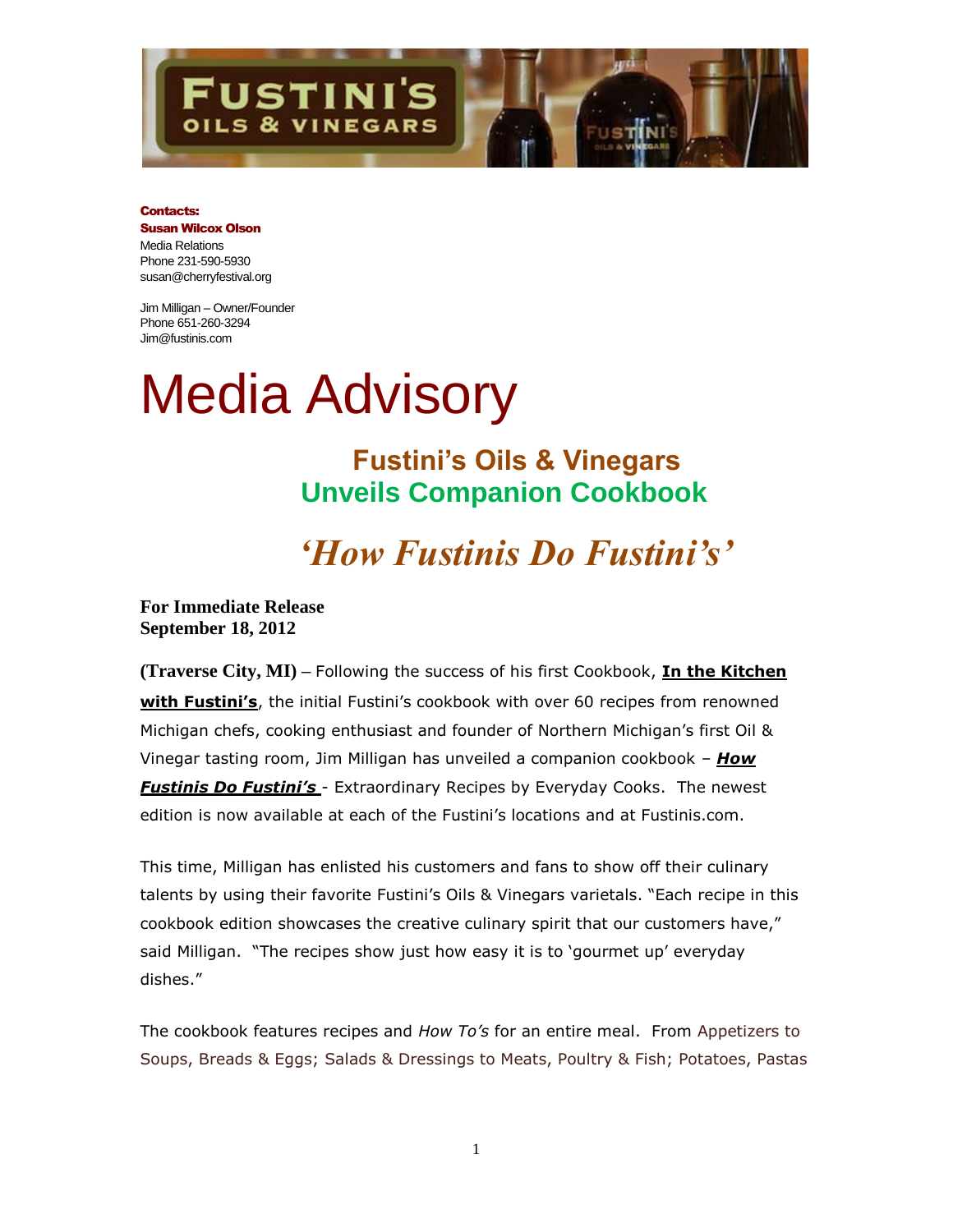**Contacts:**
**Susan Wilcox Olson**
Media Relations
Phone 231-590-5930
susan@cherryfestival.org

Jim Milligan – Owner/Founder
Phone 651-260-3294
Jim@fustinis.com

# Media Advisory

## Fustini's Oils & Vinegars
## Unveils Companion Cookbook

# *'How Fustinis Do Fustini's'*

**For Immediate Release**
**September 18, 2012**

**(Traverse City, MI)** – Following the success of his first Cookbook, **In the Kitchen with Fustini's**, the initial Fustini's cookbook with over 60 recipes from renowned Michigan chefs, cooking enthusiast and founder of Northern Michigan's first Oil & Vinegar tasting room, Jim Milligan has unveiled a companion cookbook – ***How Fustinis Do Fustini's*** - Extraordinary Recipes by Everyday Cooks. The newest edition is now available at each of the Fustini's locations and at Fustinis.com.

This time, Milligan has enlisted his customers and fans to show off their culinary talents by using their favorite Fustini's Oils & Vinegars varietals. "Each recipe in this cookbook edition showcases the creative culinary spirit that our customers have," said Milligan. "The recipes show just how easy it is to 'gourmet up' everyday dishes."

The cookbook features recipes and *How To's* for an entire meal. From Appetizers to Soups, Breads & Eggs; Salads & Dressings to Meats, Poultry & Fish; Potatoes, Pastas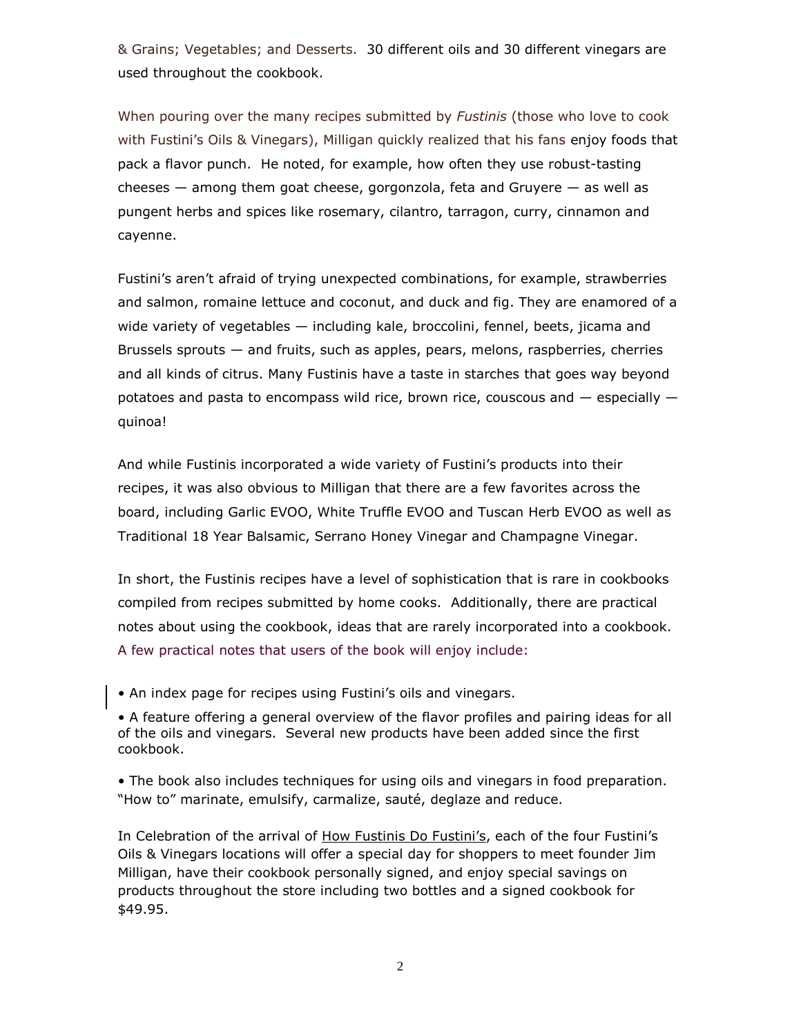& Grains; Vegetables; and Desserts. 30 different oils and 30 different vinegars are used throughout the cookbook.

When pouring over the many recipes submitted by *Fustinis* (those who love to cook with Fustini's Oils & Vinegars), Milligan quickly realized that his fans enjoy foods that pack a flavor punch. He noted, for example, how often they use robust-tasting cheeses — among them goat cheese, gorgonzola, feta and Gruyere — as well as pungent herbs and spices like rosemary, cilantro, tarragon, curry, cinnamon and cayenne.

Fustini's aren't afraid of trying unexpected combinations, for example, strawberries and salmon, romaine lettuce and coconut, and duck and fig. They are enamored of a wide variety of vegetables — including kale, broccolini, fennel, beets, jicama and Brussels sprouts — and fruits, such as apples, pears, melons, raspberries, cherries and all kinds of citrus. Many Fustinis have a taste in starches that goes way beyond potatoes and pasta to encompass wild rice, brown rice, couscous and — especially — quinoa!

And while Fustinis incorporated a wide variety of Fustini's products into their recipes, it was also obvious to Milligan that there are a few favorites across the board, including Garlic EVOO, White Truffle EVOO and Tuscan Herb EVOO as well as Traditional 18 Year Balsamic, Serrano Honey Vinegar and Champagne Vinegar.

In short, the Fustinis recipes have a level of sophistication that is rare in cookbooks compiled from recipes submitted by home cooks. Additionally, there are practical notes about using the cookbook, ideas that are rarely incorporated into a cookbook. A few practical notes that users of the book will enjoy include:

- An index page for recipes using Fustini's oils and vinegars.
- A feature offering a general overview of the flavor profiles and pairing ideas for all of the oils and vinegars. Several new products have been added since the first cookbook.
- The book also includes techniques for using oils and vinegars in food preparation. "How to" marinate, emulsify, carmalize, sauté, deglaze and reduce.

In Celebration of the arrival of How Fustinis Do Fustini's, each of the four Fustini's Oils & Vinegars locations will offer a special day for shoppers to meet founder Jim Milligan, have their cookbook personally signed, and enjoy special savings on products throughout the store including two bottles and a signed cookbook for $49.95.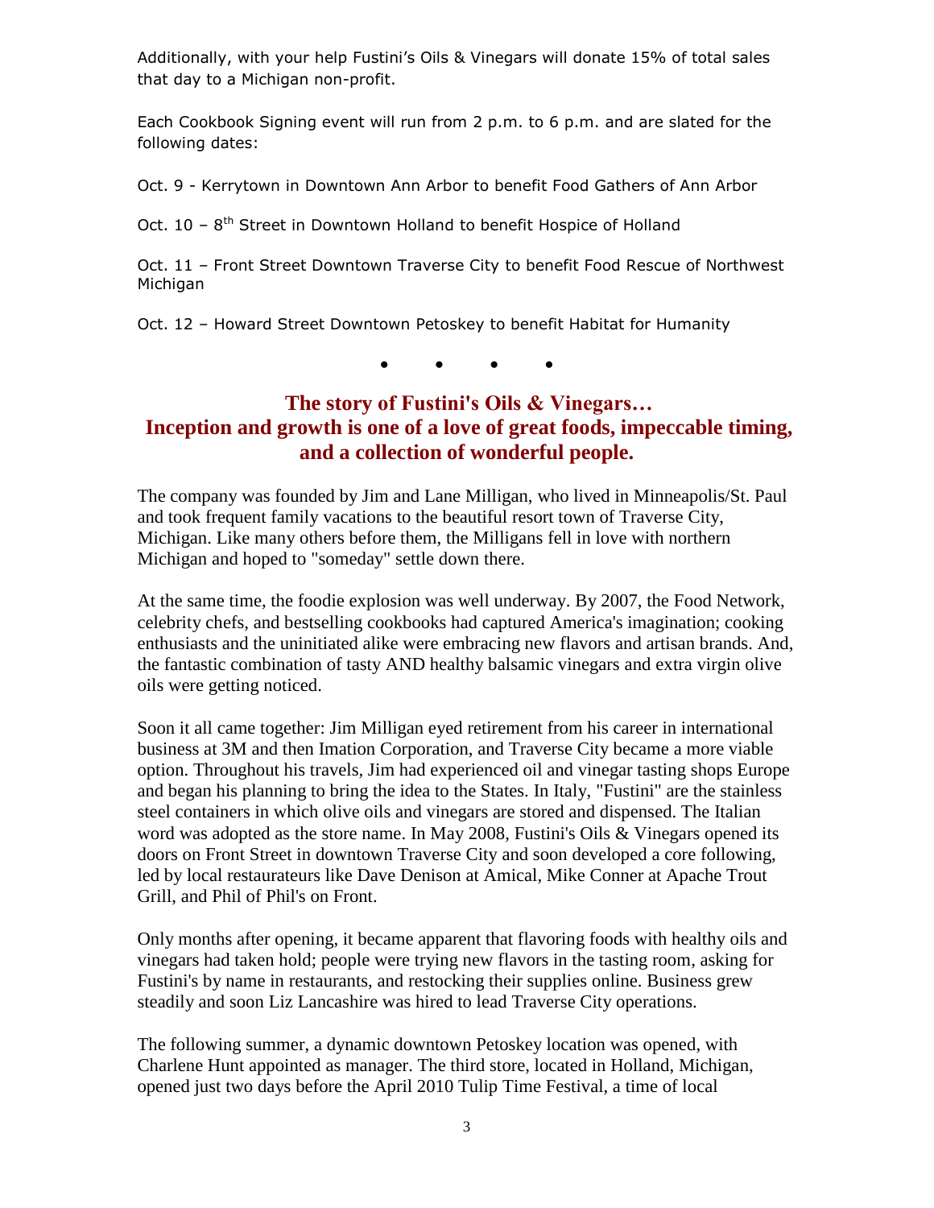Additionally, with your help Fustini's Oils & Vinegars will donate 15% of total sales that day to a Michigan non-profit.

Each Cookbook Signing event will run from 2 p.m. to 6 p.m. and are slated for the following dates:

Oct. 9 - Kerrytown in Downtown Ann Arbor to benefit Food Gathers of Ann Arbor

Oct. 10 – 8th Street in Downtown Holland to benefit Hospice of Holland

Oct. 11 – Front Street Downtown Traverse City to benefit Food Rescue of Northwest Michigan

Oct. 12 – Howard Street Downtown Petoskey to benefit Habitat for Humanity

• • • •

## The story of Fustini's Oils & Vinegars… Inception and growth is one of a love of great foods, impeccable timing, and a collection of wonderful people.

The company was founded by Jim and Lane Milligan, who lived in Minneapolis/St. Paul and took frequent family vacations to the beautiful resort town of Traverse City, Michigan. Like many others before them, the Milligans fell in love with northern Michigan and hoped to "someday" settle down there.

At the same time, the foodie explosion was well underway. By 2007, the Food Network, celebrity chefs, and bestselling cookbooks had captured America's imagination; cooking enthusiasts and the uninitiated alike were embracing new flavors and artisan brands. And, the fantastic combination of tasty AND healthy balsamic vinegars and extra virgin olive oils were getting noticed.

Soon it all came together: Jim Milligan eyed retirement from his career in international business at 3M and then Imation Corporation, and Traverse City became a more viable option. Throughout his travels, Jim had experienced oil and vinegar tasting shops Europe and began his planning to bring the idea to the States. In Italy, "Fustini" are the stainless steel containers in which olive oils and vinegars are stored and dispensed. The Italian word was adopted as the store name. In May 2008, Fustini's Oils & Vinegars opened its doors on Front Street in downtown Traverse City and soon developed a core following, led by local restaurateurs like Dave Denison at Amical, Mike Conner at Apache Trout Grill, and Phil of Phil's on Front.

Only months after opening, it became apparent that flavoring foods with healthy oils and vinegars had taken hold; people were trying new flavors in the tasting room, asking for Fustini's by name in restaurants, and restocking their supplies online. Business grew steadily and soon Liz Lancashire was hired to lead Traverse City operations.

The following summer, a dynamic downtown Petoskey location was opened, with Charlene Hunt appointed as manager. The third store, located in Holland, Michigan, opened just two days before the April 2010 Tulip Time Festival, a time of local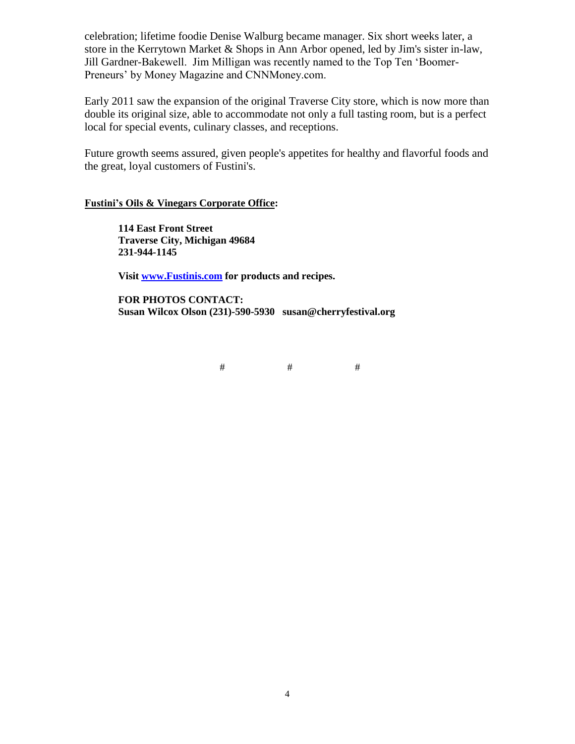celebration; lifetime foodie Denise Walburg became manager. Six short weeks later, a store in the Kerrytown Market & Shops in Ann Arbor opened, led by Jim's sister in-law, Jill Gardner-Bakewell. Jim Milligan was recently named to the Top Ten 'Boomer-Preneurs' by Money Magazine and CNNMoney.com.

Early 2011 saw the expansion of the original Traverse City store, which is now more than double its original size, able to accommodate not only a full tasting room, but is a perfect local for special events, culinary classes, and receptions.

Future growth seems assured, given people's appetites for healthy and flavorful foods and the great, loyal customers of Fustini's.

**Fustini's Oils & Vinegars Corporate Office:**

**114 East Front Street**
**Traverse City, Michigan 49684**
**231-944-1145**

**Visit [www.Fustinis.com](http://www.Fustinis.com) for products and recipes.**

**FOR PHOTOS CONTACT:**
**Susan Wilcox Olson (231)-590-5930 susan@cherryfestival.org**

# # #